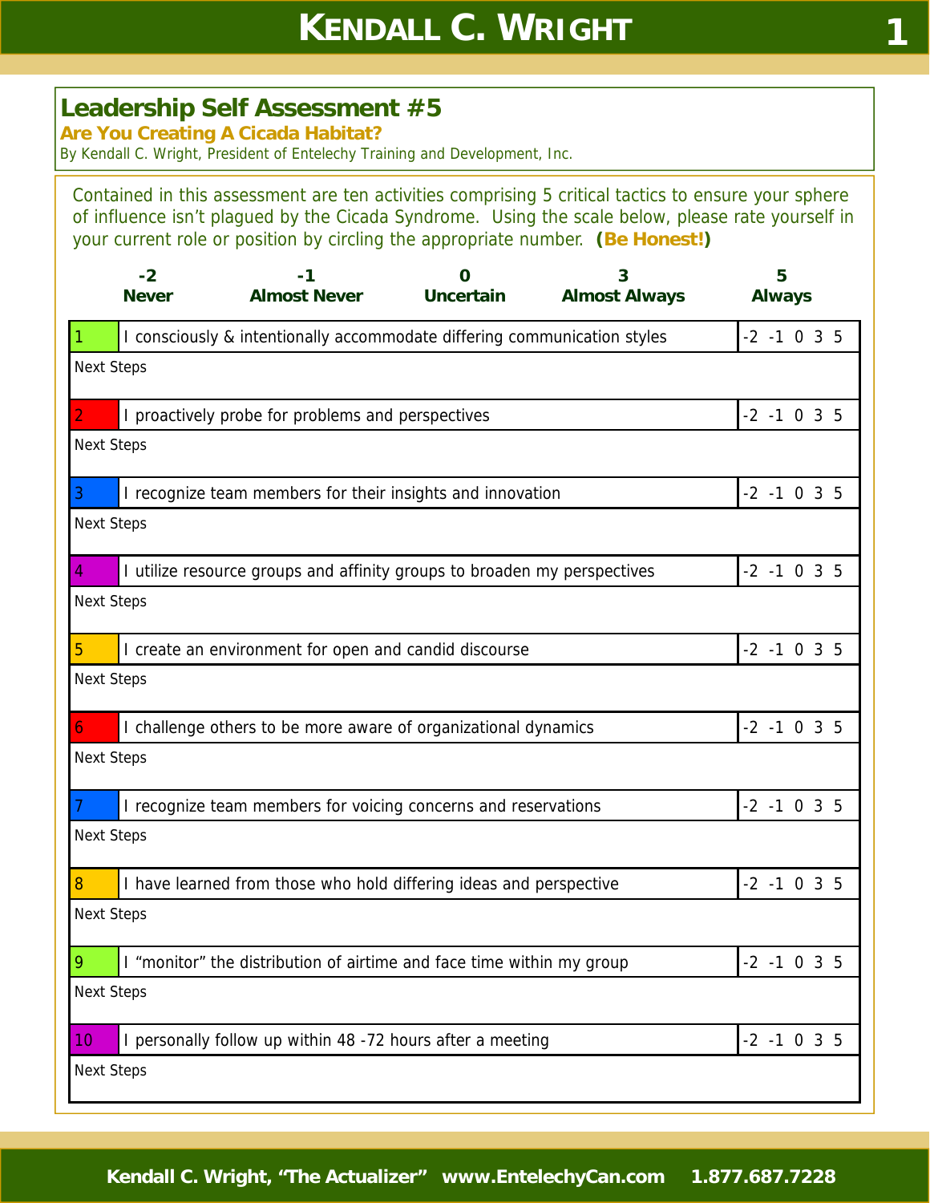## Leadership Self Assessment #5

**Are You Creating A Cicada Habitat?**

By Kendall C. Wright, President of Entelechy Training and Development, Inc.

Contained in this assessment are ten activities comprising 5 critical tactics to ensure your sphere of influence isn't plagued by the Cicada Syndrome. Using the scale below, please rate yourself in your current role or position by circling the appropriate number. **(Be Honest!)**

| -2 | -1 | 0 | 3 | 5 |
|---|---|---|---|---|
| **Never** | **Almost Never** | **Uncertain** | **Almost Always** | **Always** |

| # | Statement | Rating |
|---|---|---|
| 1 | I consciously & intentionally accommodate differing communication styles | -2 -1 0 3 5 |
| | Next Steps | |
| 2 | I proactively probe for problems and perspectives | -2 -1 0 3 5 |
| | Next Steps | |
| 3 | I recognize team members for their insights and innovation | -2 -1 0 3 5 |
| | Next Steps | |
| 4 | I utilize resource groups and affinity groups to broaden my perspectives | -2 -1 0 3 5 |
| | Next Steps | |
| 5 | I create an environment for open and candid discourse | -2 -1 0 3 5 |
| | Next Steps | |
| 6 | I challenge others to be more aware of organizational dynamics | -2 -1 0 3 5 |
| | Next Steps | |
| 7 | I recognize team members for voicing concerns and reservations | -2 -1 0 3 5 |
| | Next Steps | |
| 8 | I have learned from those who hold differing ideas and perspective | -2 -1 0 3 5 |
| | Next Steps | |
| 9 | I "monitor" the distribution of airtime and face time within my group | -2 -1 0 3 5 |
| | Next Steps | |
| 10 | I personally follow up within 48 -72 hours after a meeting | -2 -1 0 3 5 |
| | Next Steps | |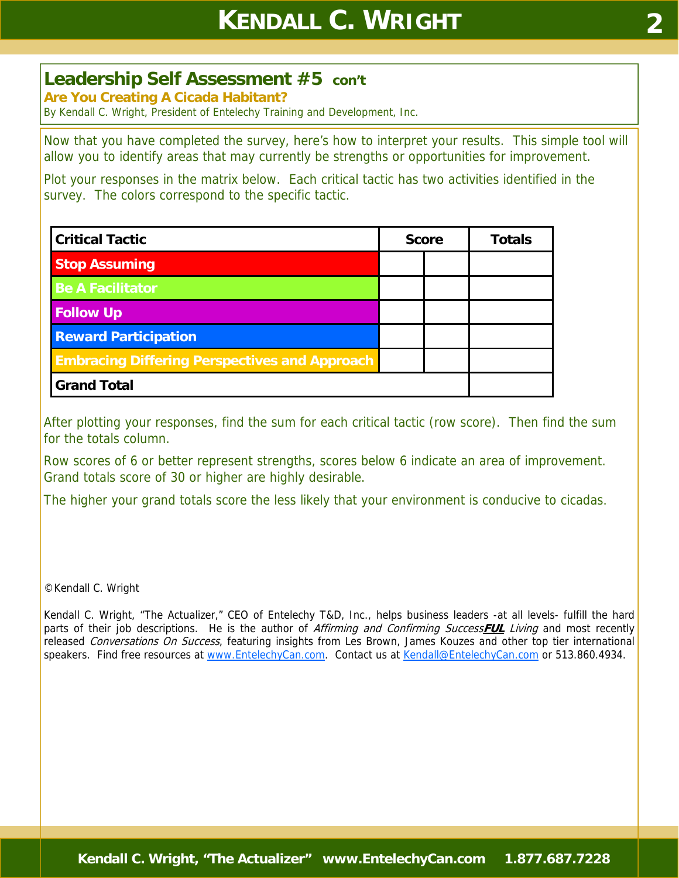## Leadership Self Assessment #5 con't

### Are You Creating A Cicada Habitant?

By Kendall C. Wright, President of Entelechy Training and Development, Inc.

Now that you have completed the survey, here's how to interpret your results. This simple tool will allow you to identify areas that may currently be strengths or opportunities for improvement.

Plot your responses in the matrix below. Each critical tactic has two activities identified in the survey. The colors correspond to the specific tactic.

| Critical Tactic | Score | | Totals |
|---|---|---|---|
| Stop Assuming | | | |
| Be A Facilitator | | | |
| Follow Up | | | |
| Reward Participation | | | |
| Embracing Differing Perspectives and Approach | | | |
| Grand Total | | | |

After plotting your responses, find the sum for each critical tactic (row score). Then find the sum for the totals column.

Row scores of 6 or better represent strengths, scores below 6 indicate an area of improvement. Grand totals score of 30 or higher are highly desirable.

The higher your grand totals score the less likely that your environment is conducive to cicadas.

©Kendall C. Wright

Kendall C. Wright, "The Actualizer," CEO of Entelechy T&D, Inc., helps business leaders -at all levels- fulfill the hard parts of their job descriptions. He is the author of *Affirming and Confirming Success**FUL** Living* and most recently released *Conversations On Success*, featuring insights from Les Brown, James Kouzes and other top tier international speakers. Find free resources at www.EntelechyCan.com. Contact us at Kendall@EntelechyCan.com or 513.860.4934.